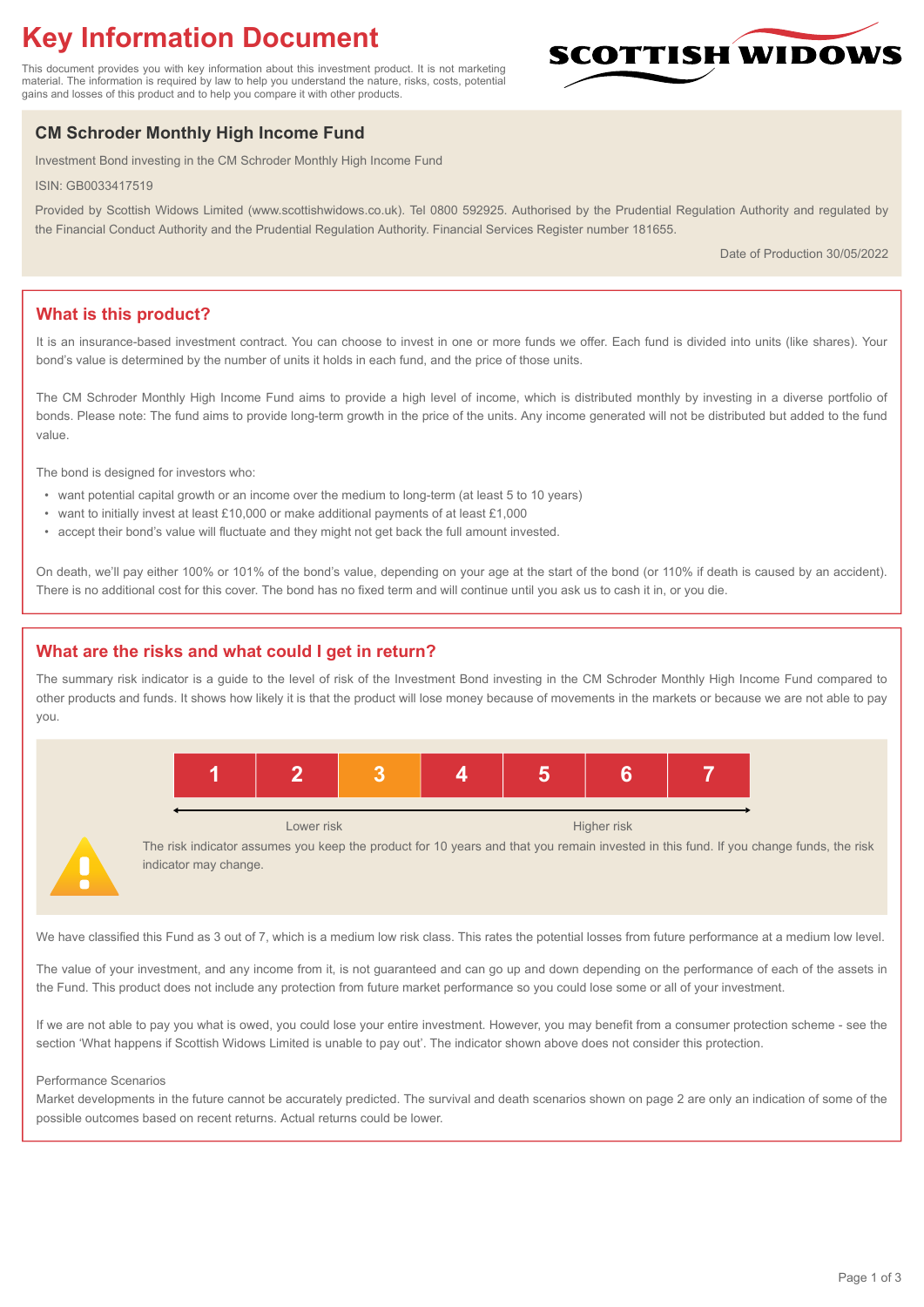# Key Information Document

This document provides you with key information about this investment product. It is not marketing material. The information is required by law to help you understand the nature, risks, costs, potential gains and losses of this product and to help you compare it with other products.

SCOTTISH WIDOWS

## CM Schroder Monthly High Income Fund

Investment Bond investing in the CM Schroder Monthly High Income Fund

ISIN: GB0033417519

Provided by Scottish Widows Limited (www.scottishwidows.co.uk). Tel 0800 592925. Authorised by the Prudential Regulation Authority and regulated by the Financial Conduct Authority and the Prudential Regulation Authority. Financial Services Register number 181655.

Date of Production 30/05/2022

## What is this product?

It is an insurance-based investment contract. You can choose to invest in one or more funds we offer. Each fund is divided into units (like shares). Your bond's value is determined by the number of units it holds in each fund, and the price of those units.

The CM Schroder Monthly High Income Fund aims to provide a high level of income, which is distributed monthly by investing in a diverse portfolio of bonds. Please note: The fund aims to provide long-term growth in the price of the units. Any income generated will not be distributed but added to the fund value.

The bond is designed for investors who:

- want potential capital growth or an income over the medium to long-term (at least 5 to 10 years)
- want to initially invest at least £10,000 or make additional payments of at least £1,000
- accept their bond's value will fluctuate and they might not get back the full amount invested.

On death, we'll pay either 100% or 101% of the bond's value, depending on your age at the start of the bond (or 110% if death is caused by an accident). There is no additional cost for this cover. The bond has no fixed term and will continue until you ask us to cash it in, or you die.

## What are the risks and what could I get in return?

The summary risk indicator is a guide to the level of risk of the Investment Bond investing in the CM Schroder Monthly High Income Fund compared to other products and funds. It shows how likely it is that the product will lose money because of movements in the markets or because we are not able to pay you.

| 1 | 2 | **3** | 4 | 5 | 6 | 7 |
|---|---|---|---|---|---|---|

Lower risk ← → Higher risk

The risk indicator assumes you keep the product for 10 years and that you remain invested in this fund. If you change funds, the risk indicator may change.

We have classified this Fund as 3 out of 7, which is a medium low risk class. This rates the potential losses from future performance at a medium low level.

The value of your investment, and any income from it, is not guaranteed and can go up and down depending on the performance of each of the assets in the Fund. This product does not include any protection from future market performance so you could lose some or all of your investment.

If we are not able to pay you what is owed, you could lose your entire investment. However, you may benefit from a consumer protection scheme - see the section 'What happens if Scottish Widows Limited is unable to pay out'. The indicator shown above does not consider this protection.

Performance Scenarios

Market developments in the future cannot be accurately predicted. The survival and death scenarios shown on page 2 are only an indication of some of the possible outcomes based on recent returns. Actual returns could be lower.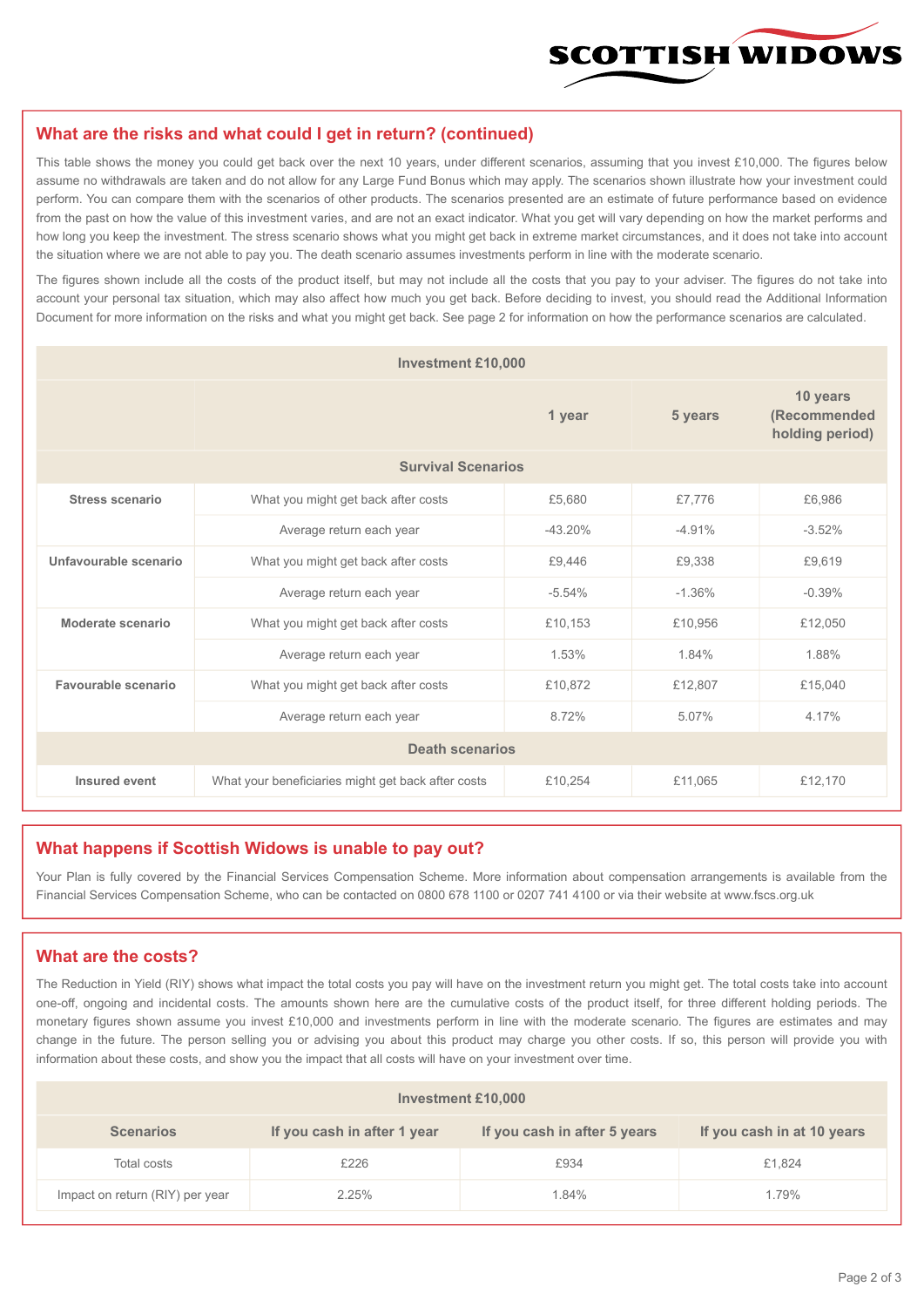## What are the risks and what could I get in return? (continued)

This table shows the money you could get back over the next 10 years, under different scenarios, assuming that you invest £10,000. The figures below assume no withdrawals are taken and do not allow for any Large Fund Bonus which may apply. The scenarios shown illustrate how your investment could perform. You can compare them with the scenarios of other products. The scenarios presented are an estimate of future performance based on evidence from the past on how the value of this investment varies, and are not an exact indicator. What you get will vary depending on how the market performs and how long you keep the investment. The stress scenario shows what you might get back in extreme market circumstances, and it does not take into account the situation where we are not able to pay you. The death scenario assumes investments perform in line with the moderate scenario.

The figures shown include all the costs of the product itself, but may not include all the costs that you pay to your adviser. The figures do not take into account your personal tax situation, which may also affect how much you get back. Before deciding to invest, you should read the Additional Information Document for more information on the risks and what you might get back. See page 2 for information on how the performance scenarios are calculated.

| Investment £10,000 | | | | |
|---|---|---|---|---|
| | | 1 year | 5 years | 10 years (Recommended holding period) |
| **Survival Scenarios** | | | | |
| **Stress scenario** | What you might get back after costs | £5,680 | £7,776 | £6,986 |
| | Average return each year | -43.20% | -4.91% | -3.52% |
| **Unfavourable scenario** | What you might get back after costs | £9,446 | £9,338 | £9,619 |
| | Average return each year | -5.54% | -1.36% | -0.39% |
| **Moderate scenario** | What you might get back after costs | £10,153 | £10,956 | £12,050 |
| | Average return each year | 1.53% | 1.84% | 1.88% |
| **Favourable scenario** | What you might get back after costs | £10,872 | £12,807 | £15,040 |
| | Average return each year | 8.72% | 5.07% | 4.17% |
| **Death scenarios** | | | | |
| **Insured event** | What your beneficiaries might get back after costs | £10,254 | £11,065 | £12,170 |

## What happens if Scottish Widows is unable to pay out?

Your Plan is fully covered by the Financial Services Compensation Scheme. More information about compensation arrangements is available from the Financial Services Compensation Scheme, who can be contacted on 0800 678 1100 or 0207 741 4100 or via their website at www.fscs.org.uk

## What are the costs?

The Reduction in Yield (RIY) shows what impact the total costs you pay will have on the investment return you might get. The total costs take into account one-off, ongoing and incidental costs. The amounts shown here are the cumulative costs of the product itself, for three different holding periods. The monetary figures shown assume you invest £10,000 and investments perform in line with the moderate scenario. The figures are estimates and may change in the future. The person selling you or advising you about this product may charge you other costs. If so, this person will provide you with information about these costs, and show you the impact that all costs will have on your investment over time.

| Investment £10,000 | | | |
|---|---|---|---|
| **Scenarios** | **If you cash in after 1 year** | **If you cash in after 5 years** | **If you cash in at 10 years** |
| Total costs | £226 | £934 | £1,824 |
| Impact on return (RIY) per year | 2.25% | 1.84% | 1.79% |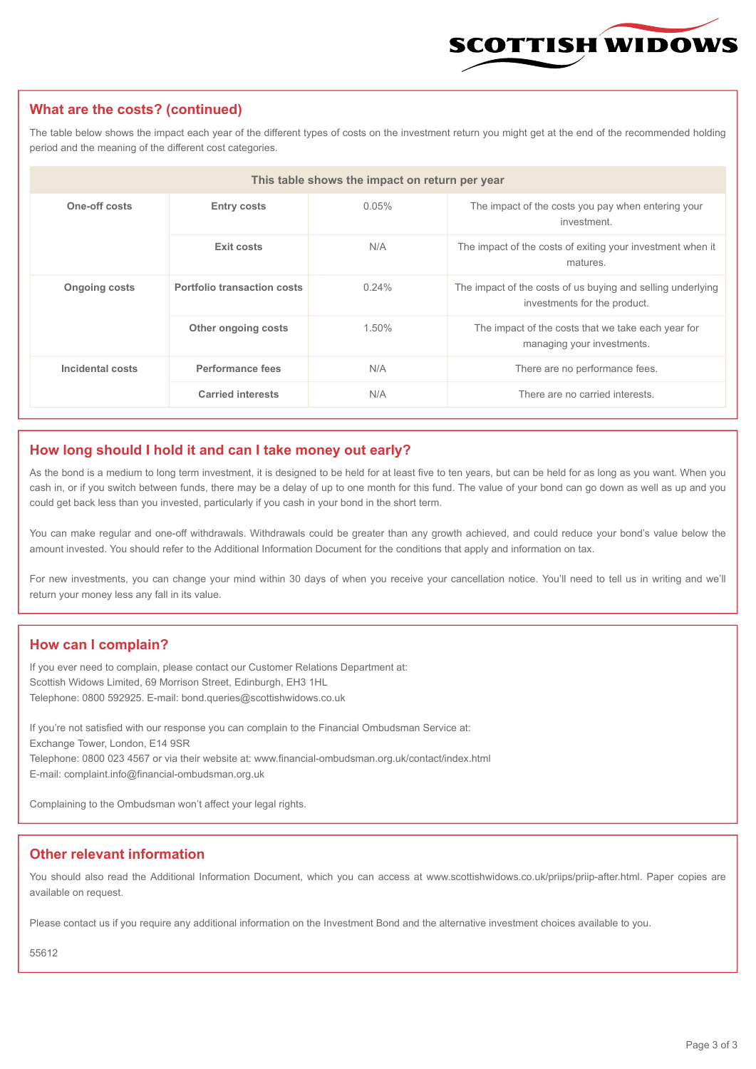## What are the costs? (continued)

The table below shows the impact each year of the different types of costs on the investment return you might get at the end of the recommended holding period and the meaning of the different cost categories.

| This table shows the impact on return per year | | | |
|---|---|---|---|
| **One-off costs** | **Entry costs** | 0.05% | The impact of the costs you pay when entering your investment. |
| | **Exit costs** | N/A | The impact of the costs of exiting your investment when it matures. |
| **Ongoing costs** | **Portfolio transaction costs** | 0.24% | The impact of the costs of us buying and selling underlying investments for the product. |
| | **Other ongoing costs** | 1.50% | The impact of the costs that we take each year for managing your investments. |
| **Incidental costs** | **Performance fees** | N/A | There are no performance fees. |
| | **Carried interests** | N/A | There are no carried interests. |

## How long should I hold it and can I take money out early?

As the bond is a medium to long term investment, it is designed to be held for at least five to ten years, but can be held for as long as you want. When you cash in, or if you switch between funds, there may be a delay of up to one month for this fund. The value of your bond can go down as well as up and you could get back less than you invested, particularly if you cash in your bond in the short term.

You can make regular and one-off withdrawals. Withdrawals could be greater than any growth achieved, and could reduce your bond's value below the amount invested. You should refer to the Additional Information Document for the conditions that apply and information on tax.

For new investments, you can change your mind within 30 days of when you receive your cancellation notice. You'll need to tell us in writing and we'll return your money less any fall in its value.

## How can I complain?

If you ever need to complain, please contact our Customer Relations Department at:
Scottish Widows Limited, 69 Morrison Street, Edinburgh, EH3 1HL
Telephone: 0800 592925. E-mail: bond.queries@scottishwidows.co.uk

If you're not satisfied with our response you can complain to the Financial Ombudsman Service at:
Exchange Tower, London, E14 9SR
Telephone: 0800 023 4567 or via their website at: www.financial-ombudsman.org.uk/contact/index.html
E-mail: complaint.info@financial-ombudsman.org.uk

Complaining to the Ombudsman won't affect your legal rights.

## Other relevant information

You should also read the Additional Information Document, which you can access at www.scottishwidows.co.uk/priips/priip-after.html. Paper copies are available on request.

Please contact us if you require any additional information on the Investment Bond and the alternative investment choices available to you.

55612